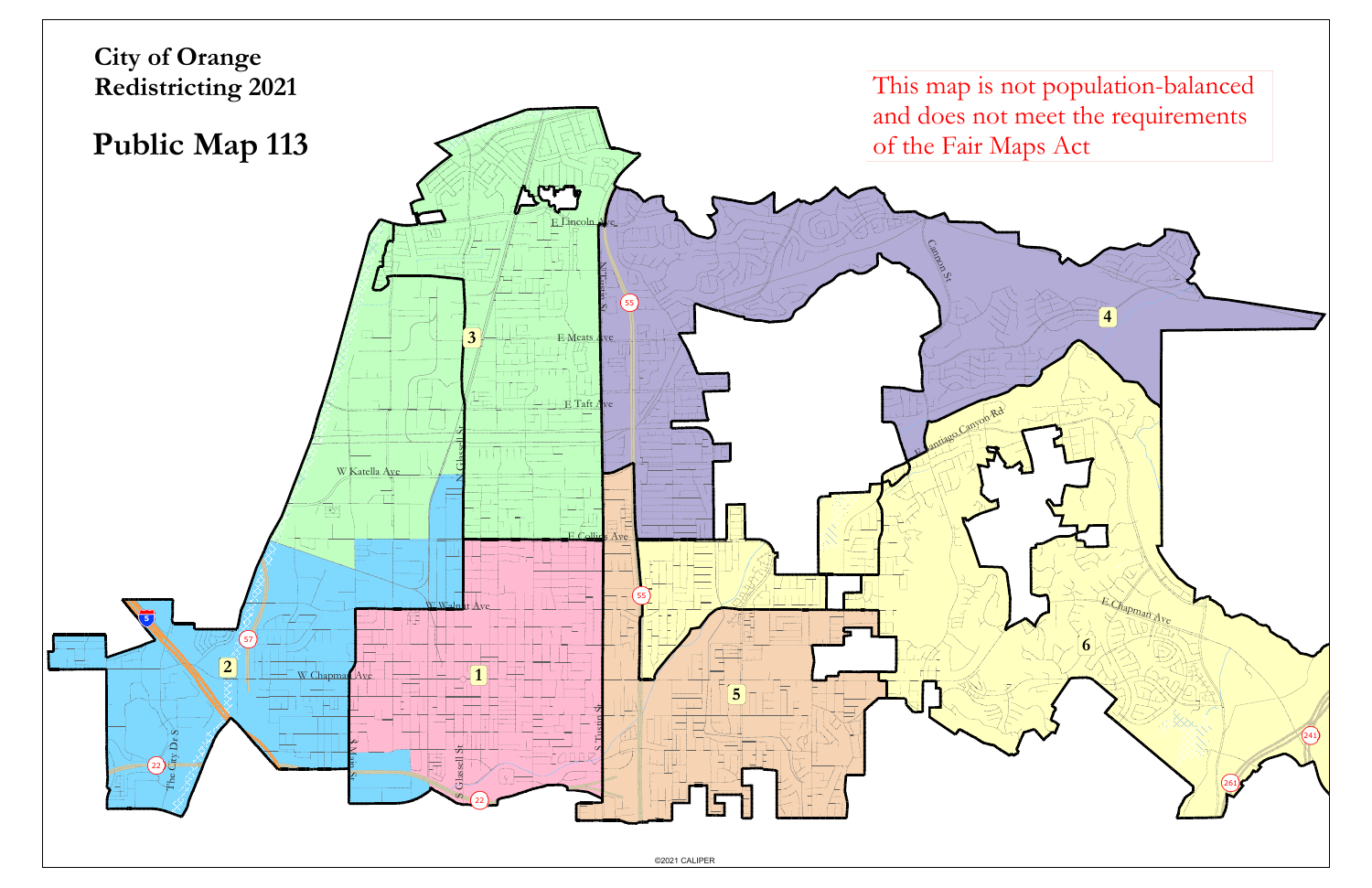# City of Orange
## Redistricting 2021

# Public Map 113

This map is not population-balanced and does not meet the requirements of the Fair Maps Act

©2021 CALIPER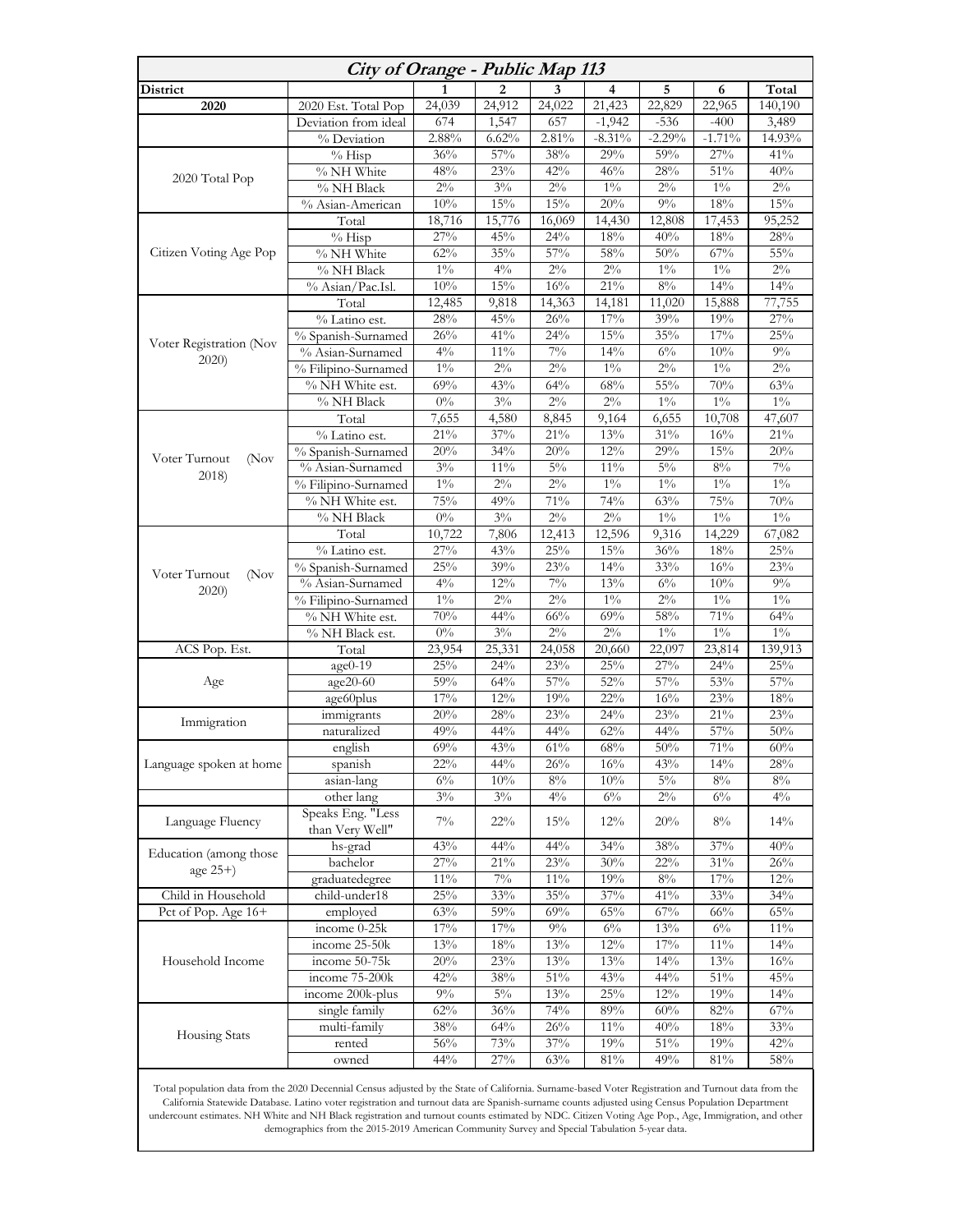| City of Orange - Public Map 113 | | | | | | | | |
|---|---|---|---|---|---|---|---|---|
| **District** | | **1** | **2** | **3** | **4** | **5** | **6** | **Total** |
| **2020** | 2020 Est. Total Pop | 24,039 | 24,912 | 24,022 | 21,423 | 22,829 | 22,965 | 140,190 |
| | Deviation from ideal | 674 | 1,547 | 657 | -1,942 | -536 | -400 | 3,489 |
| | % Deviation | 2.88% | 6.62% | 2.81% | -8.31% | -2.29% | -1.71% | 14.93% |
| 2020 Total Pop | % Hisp | 36% | 57% | 38% | 29% | 59% | 27% | 41% |
| | % NH White | 48% | 23% | 42% | 46% | 28% | 51% | 40% |
| | % NH Black | 2% | 3% | 2% | 1% | 2% | 1% | 2% |
| | % Asian-American | 10% | 15% | 15% | 20% | 9% | 18% | 15% |
| Citizen Voting Age Pop | Total | 18,716 | 15,776 | 16,069 | 14,430 | 12,808 | 17,453 | 95,252 |
| | % Hisp | 27% | 45% | 24% | 18% | 40% | 18% | 28% |
| | % NH White | 62% | 35% | 57% | 58% | 50% | 67% | 55% |
| | % NH Black | 1% | 4% | 2% | 2% | 1% | 1% | 2% |
| | % Asian/Pac.Isl. | 10% | 15% | 16% | 21% | 8% | 14% | 14% |
| Voter Registration (Nov 2020) | Total | 12,485 | 9,818 | 14,363 | 14,181 | 11,020 | 15,888 | 77,755 |
| | % Latino est. | 28% | 45% | 26% | 17% | 39% | 19% | 27% |
| | % Spanish-Surnamed | 26% | 41% | 24% | 15% | 35% | 17% | 25% |
| | % Asian-Surnamed | 4% | 11% | 7% | 14% | 6% | 10% | 9% |
| | % Filipino-Surnamed | 1% | 2% | 2% | 1% | 2% | 1% | 2% |
| | % NH White est. | 69% | 43% | 64% | 68% | 55% | 70% | 63% |
| | % NH Black | 0% | 3% | 2% | 2% | 1% | 1% | 1% |
| Voter Turnout (Nov 2018) | Total | 7,655 | 4,580 | 8,845 | 9,164 | 6,655 | 10,708 | 47,607 |
| | % Latino est. | 21% | 37% | 21% | 13% | 31% | 16% | 21% |
| | % Spanish-Surnamed | 20% | 34% | 20% | 12% | 29% | 15% | 20% |
| | % Asian-Surnamed | 3% | 11% | 5% | 11% | 5% | 8% | 7% |
| | % Filipino-Surnamed | 1% | 2% | 2% | 1% | 1% | 1% | 1% |
| | % NH White est. | 75% | 49% | 71% | 74% | 63% | 75% | 70% |
| | % NH Black | 0% | 3% | 2% | 2% | 1% | 1% | 1% |
| Voter Turnout (Nov 2020) | Total | 10,722 | 7,806 | 12,413 | 12,596 | 9,316 | 14,229 | 67,082 |
| | % Latino est. | 27% | 43% | 25% | 15% | 36% | 18% | 25% |
| | % Spanish-Surnamed | 25% | 39% | 23% | 14% | 33% | 16% | 23% |
| | % Asian-Surnamed | 4% | 12% | 7% | 13% | 6% | 10% | 9% |
| | % Filipino-Surnamed | 1% | 2% | 2% | 1% | 2% | 1% | 1% |
| | % NH White est. | 70% | 44% | 66% | 69% | 58% | 71% | 64% |
| | % NH Black est. | 0% | 3% | 2% | 2% | 1% | 1% | 1% |
| ACS Pop. Est. | Total | 23,954 | 25,331 | 24,058 | 20,660 | 22,097 | 23,814 | 139,913 |
| Age | age0-19 | 25% | 24% | 23% | 25% | 27% | 24% | 25% |
| | age20-60 | 59% | 64% | 57% | 52% | 57% | 53% | 57% |
| | age60plus | 17% | 12% | 19% | 22% | 16% | 23% | 18% |
| Immigration | immigrants | 20% | 28% | 23% | 24% | 23% | 21% | 23% |
| | naturalized | 49% | 44% | 44% | 62% | 44% | 57% | 50% |
| Language spoken at home | english | 69% | 43% | 61% | 68% | 50% | 71% | 60% |
| | spanish | 22% | 44% | 26% | 16% | 43% | 14% | 28% |
| | asian-lang | 6% | 10% | 8% | 10% | 5% | 8% | 8% |
| | other lang | 3% | 3% | 4% | 6% | 2% | 6% | 4% |
| Language Fluency | Speaks Eng. "Less than Very Well" | 7% | 22% | 15% | 12% | 20% | 8% | 14% |
| Education (among those age 25+) | hs-grad | 43% | 44% | 44% | 34% | 38% | 37% | 40% |
| | bachelor | 27% | 21% | 23% | 30% | 22% | 31% | 26% |
| | graduatedegree | 11% | 7% | 11% | 19% | 8% | 17% | 12% |
| Child in Household | child-under18 | 25% | 33% | 35% | 37% | 41% | 33% | 34% |
| Pct of Pop. Age 16+ | employed | 63% | 59% | 69% | 65% | 67% | 66% | 65% |
| Household Income | income 0-25k | 17% | 17% | 9% | 6% | 13% | 6% | 11% |
| | income 25-50k | 13% | 18% | 13% | 12% | 17% | 11% | 14% |
| | income 50-75k | 20% | 23% | 13% | 13% | 14% | 13% | 16% |
| | income 75-200k | 42% | 38% | 51% | 43% | 44% | 51% | 45% |
| | income 200k-plus | 9% | 5% | 13% | 25% | 12% | 19% | 14% |
| Housing Stats | single family | 62% | 36% | 74% | 89% | 60% | 82% | 67% |
| | multi-family | 38% | 64% | 26% | 11% | 40% | 18% | 33% |
| | rented | 56% | 73% | 37% | 19% | 51% | 19% | 42% |
| | owned | 44% | 27% | 63% | 81% | 49% | 81% | 58% |

Total population data from the 2020 Decennial Census adjusted by the State of California. Surname-based Voter Registration and Turnout data from the California Statewide Database. Latino voter registration and turnout data are Spanish-surname counts adjusted using Census Population Department undercount estimates. NH White and NH Black registration and turnout counts estimated by NDC. Citizen Voting Age Pop., Age, Immigration, and other demographics from the 2015-2019 American Community Survey and Special Tabulation 5-year data.